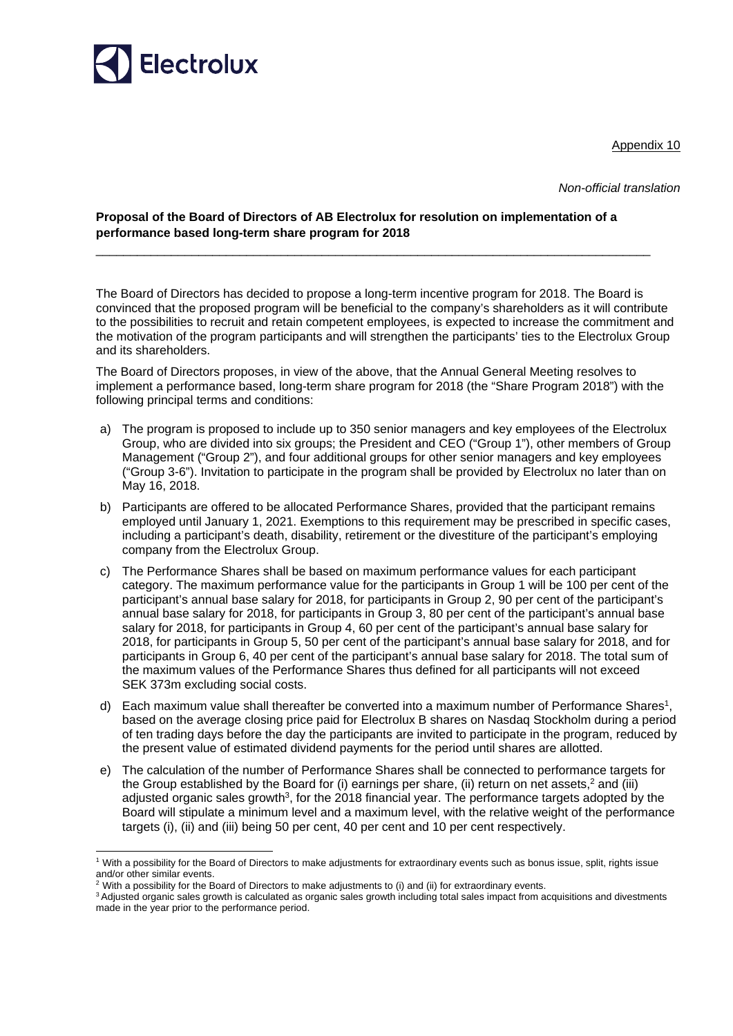Appendix 10

*Non-official translation*

**Proposal of the Board of Directors of AB Electrolux for resolution on implementation of a performance based long-term share program for 2018**

---

The Board of Directors has decided to propose a long-term incentive program for 2018. The Board is convinced that the proposed program will be beneficial to the company's shareholders as it will contribute to the possibilities to recruit and retain competent employees, is expected to increase the commitment and the motivation of the program participants and will strengthen the participants' ties to the Electrolux Group and its shareholders.

The Board of Directors proposes, in view of the above, that the Annual General Meeting resolves to implement a performance based, long-term share program for 2018 (the "Share Program 2018") with the following principal terms and conditions:

a) The program is proposed to include up to 350 senior managers and key employees of the Electrolux Group, who are divided into six groups; the President and CEO ("Group 1"), other members of Group Management ("Group 2"), and four additional groups for other senior managers and key employees ("Group 3-6"). Invitation to participate in the program shall be provided by Electrolux no later than on May 16, 2018.

b) Participants are offered to be allocated Performance Shares, provided that the participant remains employed until January 1, 2021. Exemptions to this requirement may be prescribed in specific cases, including a participant's death, disability, retirement or the divestiture of the participant's employing company from the Electrolux Group.

c) The Performance Shares shall be based on maximum performance values for each participant category. The maximum performance value for the participants in Group 1 will be 100 per cent of the participant's annual base salary for 2018, for participants in Group 2, 90 per cent of the participant's annual base salary for 2018, for participants in Group 3, 80 per cent of the participant's annual base salary for 2018, for participants in Group 4, 60 per cent of the participant's annual base salary for 2018, for participants in Group 5, 50 per cent of the participant's annual base salary for 2018, and for participants in Group 6, 40 per cent of the participant's annual base salary for 2018. The total sum of the maximum values of the Performance Shares thus defined for all participants will not exceed SEK 373m excluding social costs.

d) Each maximum value shall thereafter be converted into a maximum number of Performance Shares[1], based on the average closing price paid for Electrolux B shares on Nasdaq Stockholm during a period of ten trading days before the day the participants are invited to participate in the program, reduced by the present value of estimated dividend payments for the period until shares are allotted.

e) The calculation of the number of Performance Shares shall be connected to performance targets for the Group established by the Board for (i) earnings per share, (ii) return on net assets,[2] and (iii) adjusted organic sales growth[3], for the 2018 financial year. The performance targets adopted by the Board will stipulate a minimum level and a maximum level, with the relative weight of the performance targets (i), (ii) and (iii) being 50 per cent, 40 per cent and 10 per cent respectively.

---

[1] With a possibility for the Board of Directors to make adjustments for extraordinary events such as bonus issue, split, rights issue and/or other similar events.

[2] With a possibility for the Board of Directors to make adjustments to (i) and (ii) for extraordinary events.

[3] Adjusted organic sales growth is calculated as organic sales growth including total sales impact from acquisitions and divestments made in the year prior to the performance period.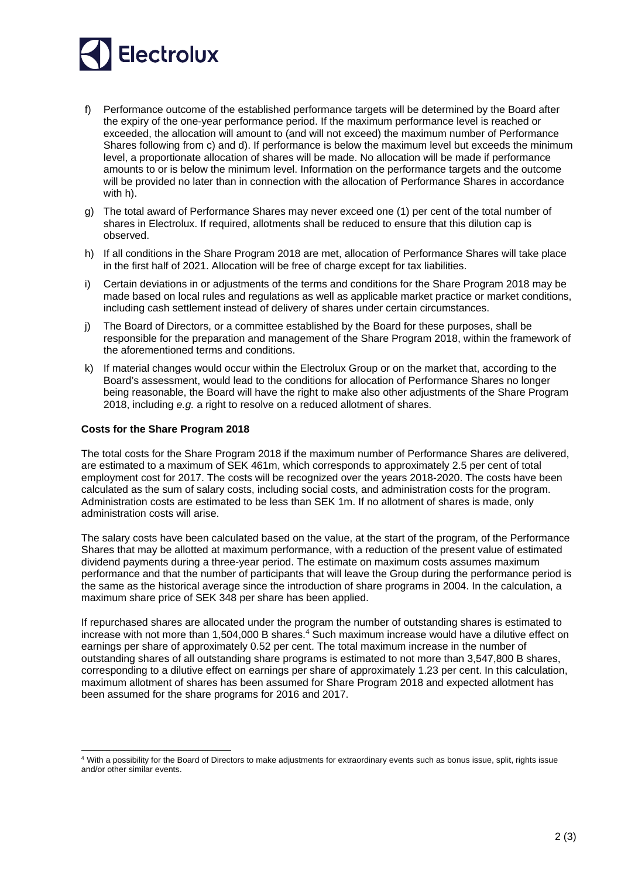f) Performance outcome of the established performance targets will be determined by the Board after the expiry of the one-year performance period. If the maximum performance level is reached or exceeded, the allocation will amount to (and will not exceed) the maximum number of Performance Shares following from c) and d). If performance is below the maximum level but exceeds the minimum level, a proportionate allocation of shares will be made. No allocation will be made if performance amounts to or is below the minimum level. Information on the performance targets and the outcome will be provided no later than in connection with the allocation of Performance Shares in accordance with h).

g) The total award of Performance Shares may never exceed one (1) per cent of the total number of shares in Electrolux. If required, allotments shall be reduced to ensure that this dilution cap is observed.

h) If all conditions in the Share Program 2018 are met, allocation of Performance Shares will take place in the first half of 2021. Allocation will be free of charge except for tax liabilities.

i) Certain deviations in or adjustments of the terms and conditions for the Share Program 2018 may be made based on local rules and regulations as well as applicable market practice or market conditions, including cash settlement instead of delivery of shares under certain circumstances.

j) The Board of Directors, or a committee established by the Board for these purposes, shall be responsible for the preparation and management of the Share Program 2018, within the framework of the aforementioned terms and conditions.

k) If material changes would occur within the Electrolux Group or on the market that, according to the Board's assessment, would lead to the conditions for allocation of Performance Shares no longer being reasonable, the Board will have the right to make also other adjustments of the Share Program 2018, including *e.g.* a right to resolve on a reduced allotment of shares.

**Costs for the Share Program 2018**

The total costs for the Share Program 2018 if the maximum number of Performance Shares are delivered, are estimated to a maximum of SEK 461m, which corresponds to approximately 2.5 per cent of total employment cost for 2017. The costs will be recognized over the years 2018-2020. The costs have been calculated as the sum of salary costs, including social costs, and administration costs for the program. Administration costs are estimated to be less than SEK 1m. If no allotment of shares is made, only administration costs will arise.

The salary costs have been calculated based on the value, at the start of the program, of the Performance Shares that may be allotted at maximum performance, with a reduction of the present value of estimated dividend payments during a three-year period. The estimate on maximum costs assumes maximum performance and that the number of participants that will leave the Group during the performance period is the same as the historical average since the introduction of share programs in 2004. In the calculation, a maximum share price of SEK 348 per share has been applied.

If repurchased shares are allocated under the program the number of outstanding shares is estimated to increase with not more than 1,504,000 B shares.[4] Such maximum increase would have a dilutive effect on earnings per share of approximately 0.52 per cent. The total maximum increase in the number of outstanding shares of all outstanding share programs is estimated to not more than 3,547,800 B shares, corresponding to a dilutive effect on earnings per share of approximately 1.23 per cent. In this calculation, maximum allotment of shares has been assumed for Share Program 2018 and expected allotment has been assumed for the share programs for 2016 and 2017.

[4] With a possibility for the Board of Directors to make adjustments for extraordinary events such as bonus issue, split, rights issue and/or other similar events.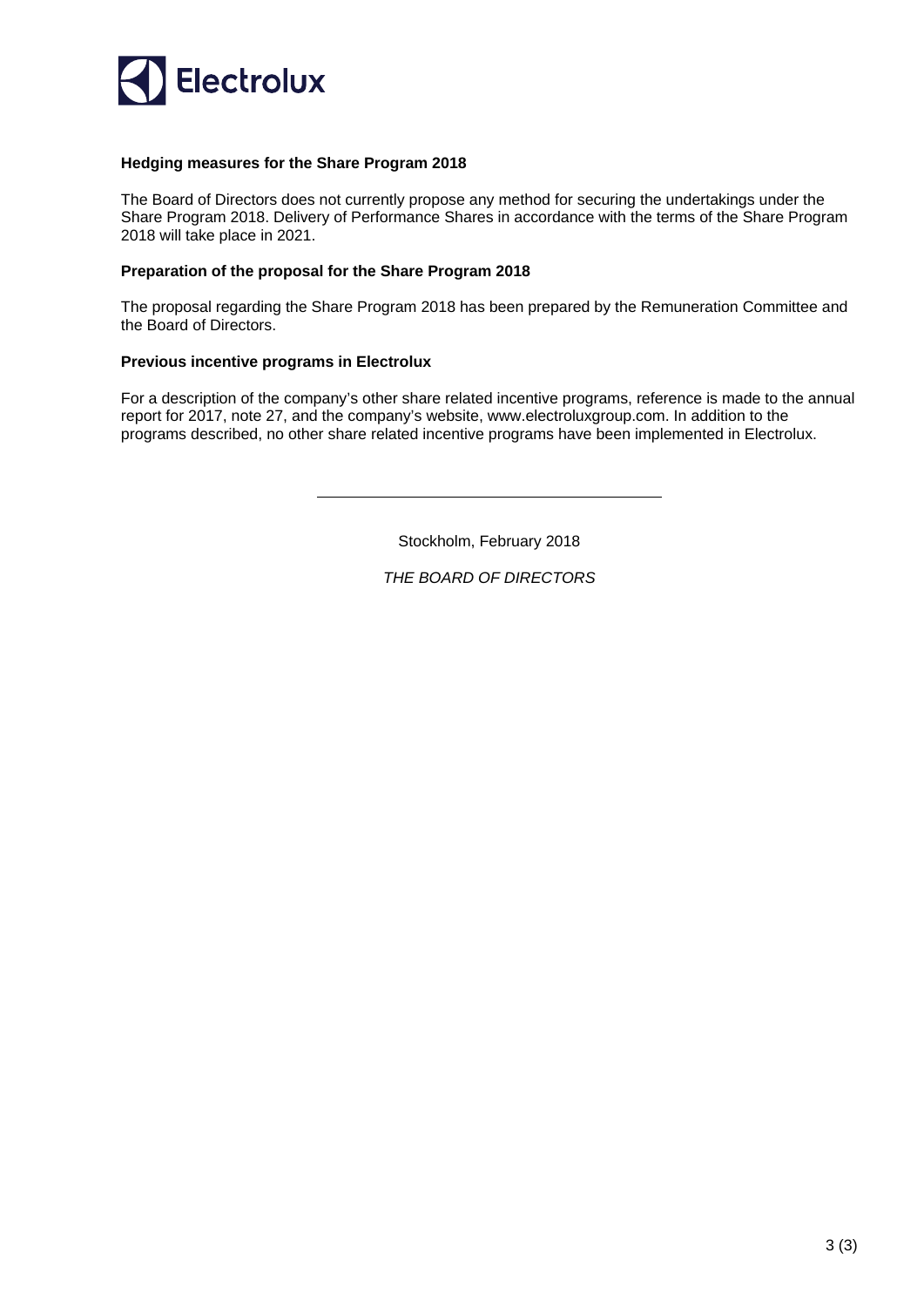### Hedging measures for the Share Program 2018

The Board of Directors does not currently propose any method for securing the undertakings under the Share Program 2018. Delivery of Performance Shares in accordance with the terms of the Share Program 2018 will take place in 2021.

### Preparation of the proposal for the Share Program 2018

The proposal regarding the Share Program 2018 has been prepared by the Remuneration Committee and the Board of Directors.

### Previous incentive programs in Electrolux

For a description of the company's other share related incentive programs, reference is made to the annual report for 2017, note 27, and the company's website, www.electroluxgroup.com. In addition to the programs described, no other share related incentive programs have been implemented in Electrolux.

---

Stockholm, February 2018

*THE BOARD OF DIRECTORS*